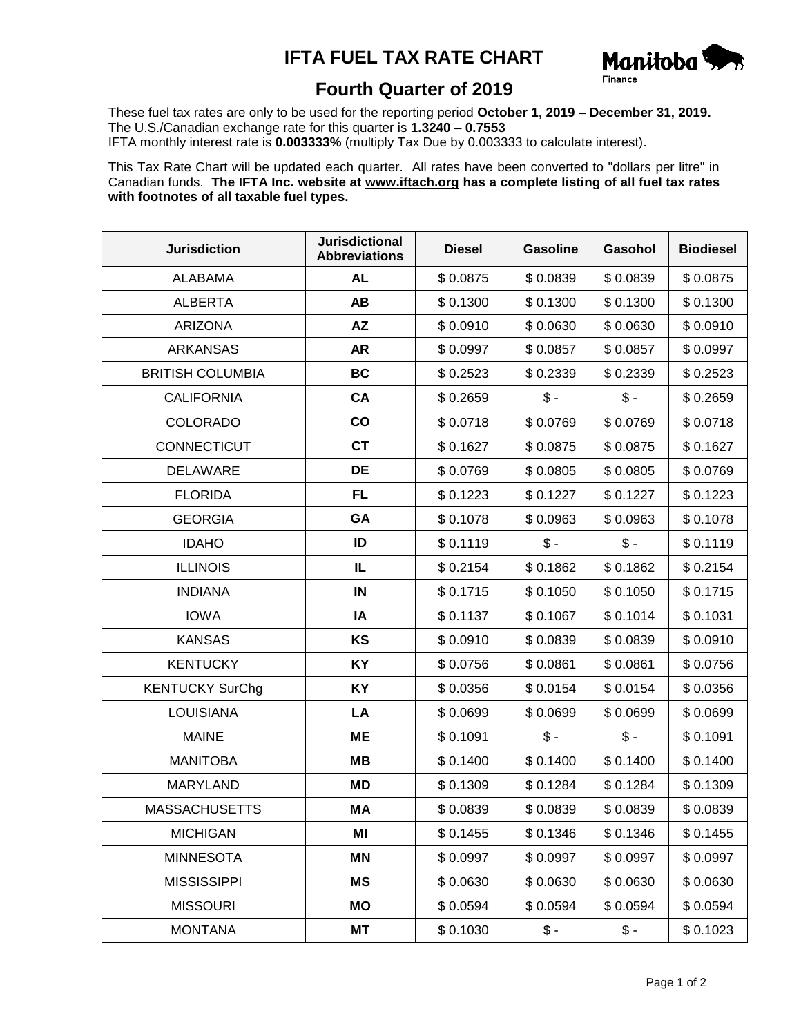# IFTA FUEL TAX RATE CHART

## Fourth Quarter of 2019

These fuel tax rates are only to be used for the reporting period **October 1, 2019 – December 31, 2019.**
The U.S./Canadian exchange rate for this quarter is **1.3240 – 0.7553**
IFTA monthly interest rate is **0.003333%** (multiply Tax Due by 0.003333 to calculate interest).

This Tax Rate Chart will be updated each quarter. All rates have been converted to "dollars per litre" in Canadian funds. **The IFTA Inc. website at www.iftach.org has a complete listing of all fuel tax rates with footnotes of all taxable fuel types.**

| Jurisdiction | Jurisdictional Abbreviations | Diesel | Gasoline | Gasohol | Biodiesel |
|---|---|---|---|---|---|
| ALABAMA | **AL** | $ 0.0875 | $ 0.0839 | $ 0.0839 | $ 0.0875 |
| ALBERTA | **AB** | $ 0.1300 | $ 0.1300 | $ 0.1300 | $ 0.1300 |
| ARIZONA | **AZ** | $ 0.0910 | $ 0.0630 | $ 0.0630 | $ 0.0910 |
| ARKANSAS | **AR** | $ 0.0997 | $ 0.0857 | $ 0.0857 | $ 0.0997 |
| BRITISH COLUMBIA | **BC** | $ 0.2523 | $ 0.2339 | $ 0.2339 | $ 0.2523 |
| CALIFORNIA | **CA** | $ 0.2659 | $ - | $ - | $ 0.2659 |
| COLORADO | **CO** | $ 0.0718 | $ 0.0769 | $ 0.0769 | $ 0.0718 |
| CONNECTICUT | **CT** | $ 0.1627 | $ 0.0875 | $ 0.0875 | $ 0.1627 |
| DELAWARE | **DE** | $ 0.0769 | $ 0.0805 | $ 0.0805 | $ 0.0769 |
| FLORIDA | **FL** | $ 0.1223 | $ 0.1227 | $ 0.1227 | $ 0.1223 |
| GEORGIA | **GA** | $ 0.1078 | $ 0.0963 | $ 0.0963 | $ 0.1078 |
| IDAHO | **ID** | $ 0.1119 | $ - | $ - | $ 0.1119 |
| ILLINOIS | **IL** | $ 0.2154 | $ 0.1862 | $ 0.1862 | $ 0.2154 |
| INDIANA | **IN** | $ 0.1715 | $ 0.1050 | $ 0.1050 | $ 0.1715 |
| IOWA | **IA** | $ 0.1137 | $ 0.1067 | $ 0.1014 | $ 0.1031 |
| KANSAS | **KS** | $ 0.0910 | $ 0.0839 | $ 0.0839 | $ 0.0910 |
| KENTUCKY | **KY** | $ 0.0756 | $ 0.0861 | $ 0.0861 | $ 0.0756 |
| KENTUCKY SurChg | **KY** | $ 0.0356 | $ 0.0154 | $ 0.0154 | $ 0.0356 |
| LOUISIANA | **LA** | $ 0.0699 | $ 0.0699 | $ 0.0699 | $ 0.0699 |
| MAINE | **ME** | $ 0.1091 | $ - | $ - | $ 0.1091 |
| MANITOBA | **MB** | $ 0.1400 | $ 0.1400 | $ 0.1400 | $ 0.1400 |
| MARYLAND | **MD** | $ 0.1309 | $ 0.1284 | $ 0.1284 | $ 0.1309 |
| MASSACHUSETTS | **MA** | $ 0.0839 | $ 0.0839 | $ 0.0839 | $ 0.0839 |
| MICHIGAN | **MI** | $ 0.1455 | $ 0.1346 | $ 0.1346 | $ 0.1455 |
| MINNESOTA | **MN** | $ 0.0997 | $ 0.0997 | $ 0.0997 | $ 0.0997 |
| MISSISSIPPI | **MS** | $ 0.0630 | $ 0.0630 | $ 0.0630 | $ 0.0630 |
| MISSOURI | **MO** | $ 0.0594 | $ 0.0594 | $ 0.0594 | $ 0.0594 |
| MONTANA | **MT** | $ 0.1030 | $ - | $ - | $ 0.1023 |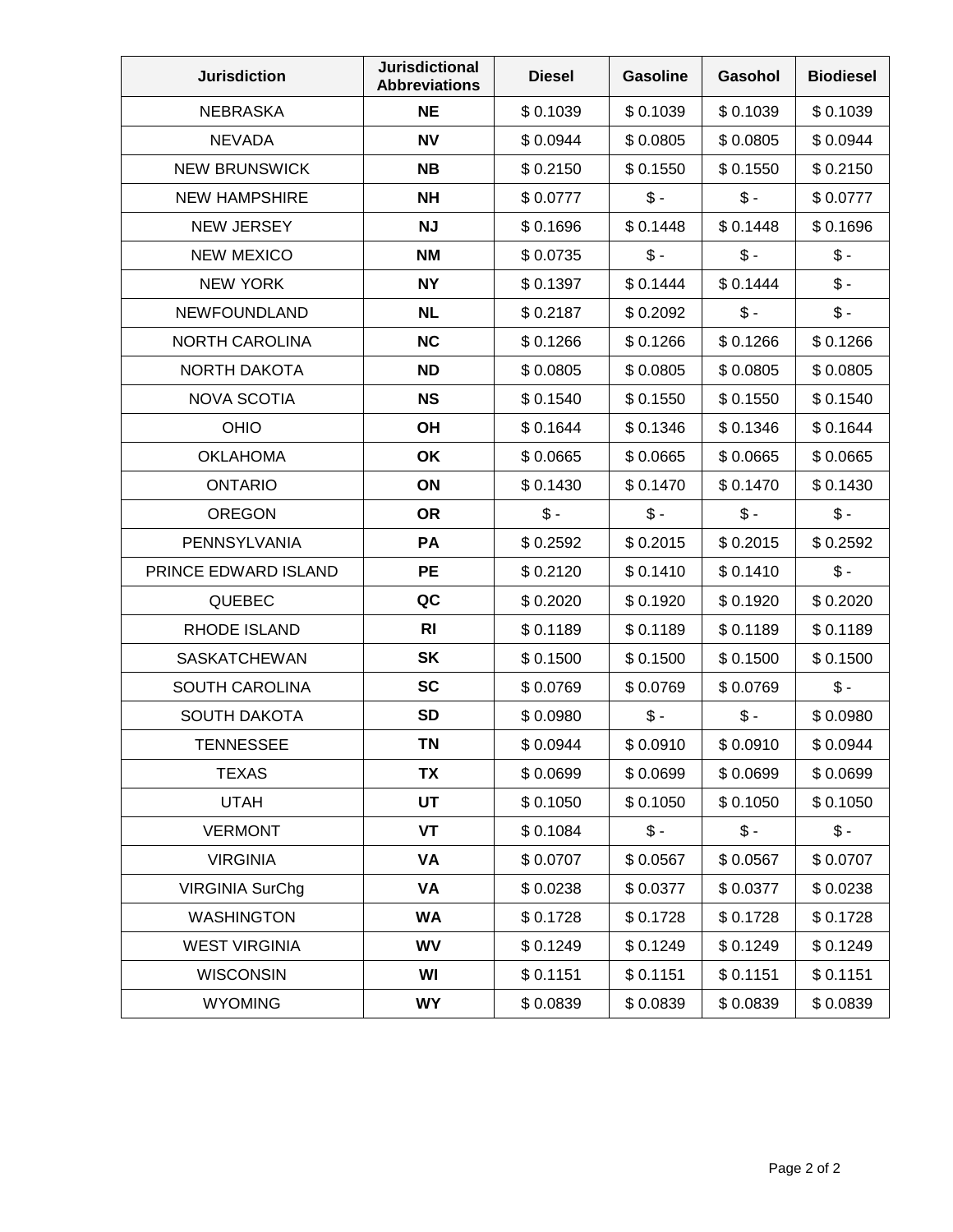| Jurisdiction | Jurisdictional Abbreviations | Diesel | Gasoline | Gasohol | Biodiesel |
|---|---|---|---|---|---|
| NEBRASKA | **NE** | $ 0.1039 | $ 0.1039 | $ 0.1039 | $ 0.1039 |
| NEVADA | **NV** | $ 0.0944 | $ 0.0805 | $ 0.0805 | $ 0.0944 |
| NEW BRUNSWICK | **NB** | $ 0.2150 | $ 0.1550 | $ 0.1550 | $ 0.2150 |
| NEW HAMPSHIRE | **NH** | $ 0.0777 | $ - | $ - | $ 0.0777 |
| NEW JERSEY | **NJ** | $ 0.1696 | $ 0.1448 | $ 0.1448 | $ 0.1696 |
| NEW MEXICO | **NM** | $ 0.0735 | $ - | $ - | $ - |
| NEW YORK | **NY** | $ 0.1397 | $ 0.1444 | $ 0.1444 | $ - |
| NEWFOUNDLAND | **NL** | $ 0.2187 | $ 0.2092 | $ - | $ - |
| NORTH CAROLINA | **NC** | $ 0.1266 | $ 0.1266 | $ 0.1266 | $ 0.1266 |
| NORTH DAKOTA | **ND** | $ 0.0805 | $ 0.0805 | $ 0.0805 | $ 0.0805 |
| NOVA SCOTIA | **NS** | $ 0.1540 | $ 0.1550 | $ 0.1550 | $ 0.1540 |
| OHIO | **OH** | $ 0.1644 | $ 0.1346 | $ 0.1346 | $ 0.1644 |
| OKLAHOMA | **OK** | $ 0.0665 | $ 0.0665 | $ 0.0665 | $ 0.0665 |
| ONTARIO | **ON** | $ 0.1430 | $ 0.1470 | $ 0.1470 | $ 0.1430 |
| OREGON | **OR** | $ - | $ - | $ - | $ - |
| PENNSYLVANIA | **PA** | $ 0.2592 | $ 0.2015 | $ 0.2015 | $ 0.2592 |
| PRINCE EDWARD ISLAND | **PE** | $ 0.2120 | $ 0.1410 | $ 0.1410 | $ - |
| QUEBEC | **QC** | $ 0.2020 | $ 0.1920 | $ 0.1920 | $ 0.2020 |
| RHODE ISLAND | **RI** | $ 0.1189 | $ 0.1189 | $ 0.1189 | $ 0.1189 |
| SASKATCHEWAN | **SK** | $ 0.1500 | $ 0.1500 | $ 0.1500 | $ 0.1500 |
| SOUTH CAROLINA | **SC** | $ 0.0769 | $ 0.0769 | $ 0.0769 | $ - |
| SOUTH DAKOTA | **SD** | $ 0.0980 | $ - | $ - | $ 0.0980 |
| TENNESSEE | **TN** | $ 0.0944 | $ 0.0910 | $ 0.0910 | $ 0.0944 |
| TEXAS | **TX** | $ 0.0699 | $ 0.0699 | $ 0.0699 | $ 0.0699 |
| UTAH | **UT** | $ 0.1050 | $ 0.1050 | $ 0.1050 | $ 0.1050 |
| VERMONT | **VT** | $ 0.1084 | $ - | $ - | $ - |
| VIRGINIA | **VA** | $ 0.0707 | $ 0.0567 | $ 0.0567 | $ 0.0707 |
| VIRGINIA SurChg | **VA** | $ 0.0238 | $ 0.0377 | $ 0.0377 | $ 0.0238 |
| WASHINGTON | **WA** | $ 0.1728 | $ 0.1728 | $ 0.1728 | $ 0.1728 |
| WEST VIRGINIA | **WV** | $ 0.1249 | $ 0.1249 | $ 0.1249 | $ 0.1249 |
| WISCONSIN | **WI** | $ 0.1151 | $ 0.1151 | $ 0.1151 | $ 0.1151 |
| WYOMING | **WY** | $ 0.0839 | $ 0.0839 | $ 0.0839 | $ 0.0839 |